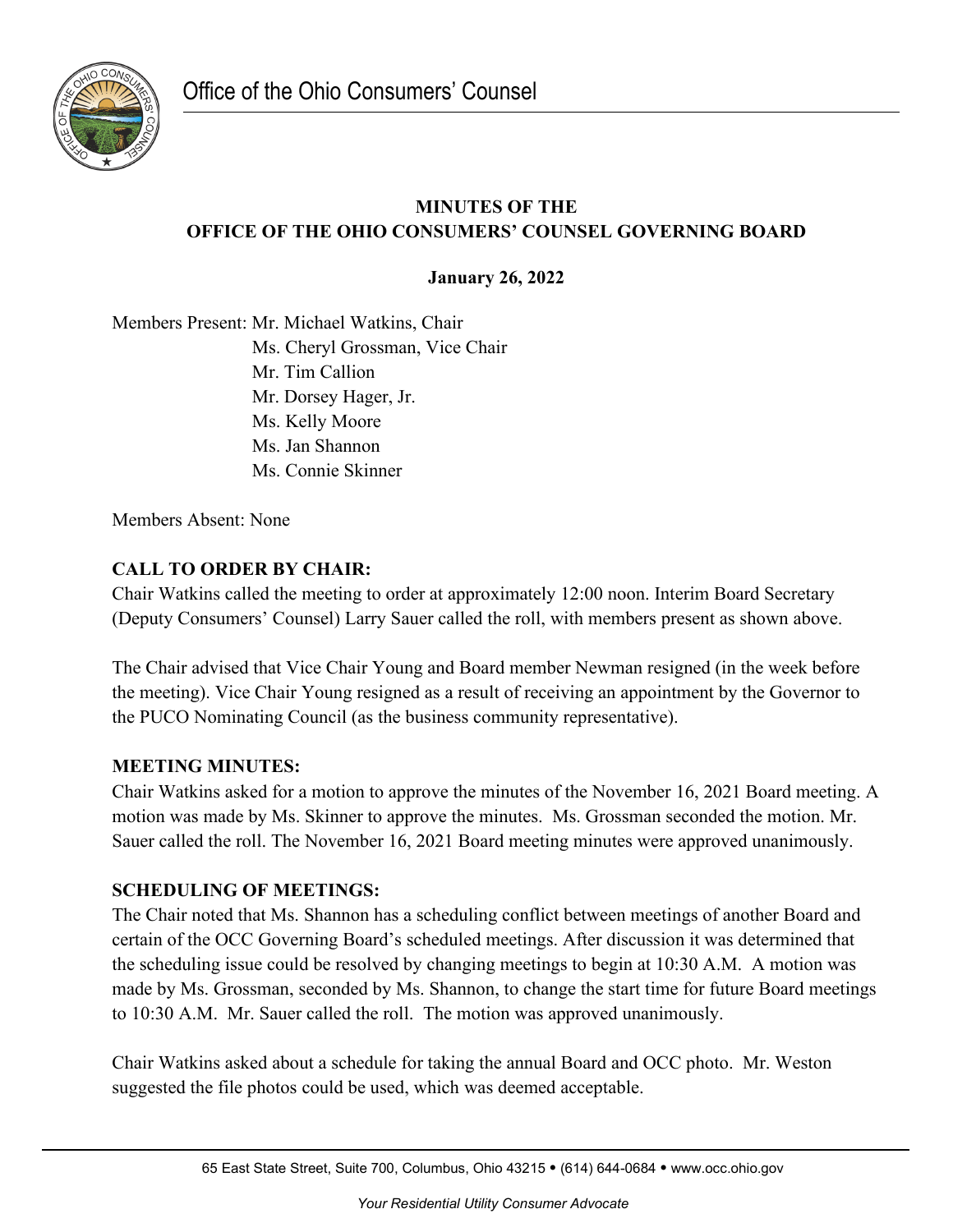Office of the Ohio Consumers' Counsel

**MINUTES OF THE**
**OFFICE OF THE OHIO CONSUMERS' COUNSEL GOVERNING BOARD**

**January 26, 2022**

Members Present: Mr. Michael Watkins, Chair
Ms. Cheryl Grossman, Vice Chair
Mr. Tim Callion
Mr. Dorsey Hager, Jr.
Ms. Kelly Moore
Ms. Jan Shannon
Ms. Connie Skinner

Members Absent: None

**CALL TO ORDER BY CHAIR:**
Chair Watkins called the meeting to order at approximately 12:00 noon. Interim Board Secretary (Deputy Consumers' Counsel) Larry Sauer called the roll, with members present as shown above.

The Chair advised that Vice Chair Young and Board member Newman resigned (in the week before the meeting). Vice Chair Young resigned as a result of receiving an appointment by the Governor to the PUCO Nominating Council (as the business community representative).

**MEETING MINUTES:**
Chair Watkins asked for a motion to approve the minutes of the November 16, 2021 Board meeting. A motion was made by Ms. Skinner to approve the minutes. Ms. Grossman seconded the motion. Mr. Sauer called the roll. The November 16, 2021 Board meeting minutes were approved unanimously.

**SCHEDULING OF MEETINGS:**
The Chair noted that Ms. Shannon has a scheduling conflict between meetings of another Board and certain of the OCC Governing Board's scheduled meetings. After discussion it was determined that the scheduling issue could be resolved by changing meetings to begin at 10:30 A.M. A motion was made by Ms. Grossman, seconded by Ms. Shannon, to change the start time for future Board meetings to 10:30 A.M. Mr. Sauer called the roll. The motion was approved unanimously.

Chair Watkins asked about a schedule for taking the annual Board and OCC photo. Mr. Weston suggested the file photos could be used, which was deemed acceptable.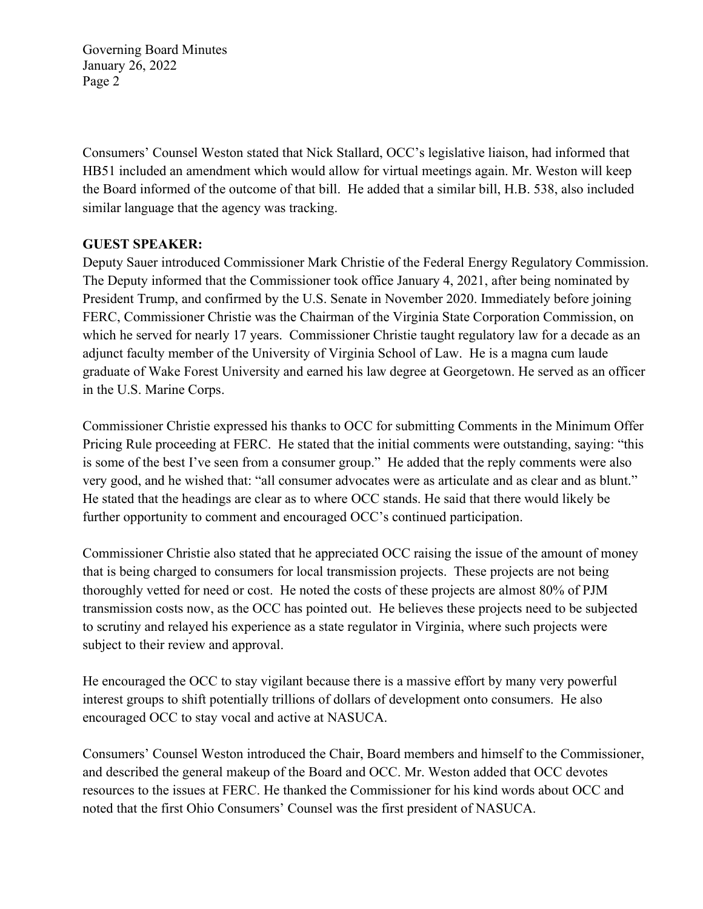Consumers' Counsel Weston stated that Nick Stallard, OCC's legislative liaison, had informed that HB51 included an amendment which would allow for virtual meetings again. Mr. Weston will keep the Board informed of the outcome of that bill. He added that a similar bill, H.B. 538, also included similar language that the agency was tracking.

**GUEST SPEAKER:**

Deputy Sauer introduced Commissioner Mark Christie of the Federal Energy Regulatory Commission. The Deputy informed that the Commissioner took office January 4, 2021, after being nominated by President Trump, and confirmed by the U.S. Senate in November 2020. Immediately before joining FERC, Commissioner Christie was the Chairman of the Virginia State Corporation Commission, on which he served for nearly 17 years. Commissioner Christie taught regulatory law for a decade as an adjunct faculty member of the University of Virginia School of Law. He is a magna cum laude graduate of Wake Forest University and earned his law degree at Georgetown. He served as an officer in the U.S. Marine Corps.

Commissioner Christie expressed his thanks to OCC for submitting Comments in the Minimum Offer Pricing Rule proceeding at FERC. He stated that the initial comments were outstanding, saying: "this is some of the best I've seen from a consumer group." He added that the reply comments were also very good, and he wished that: "all consumer advocates were as articulate and as clear and as blunt." He stated that the headings are clear as to where OCC stands. He said that there would likely be further opportunity to comment and encouraged OCC's continued participation.

Commissioner Christie also stated that he appreciated OCC raising the issue of the amount of money that is being charged to consumers for local transmission projects. These projects are not being thoroughly vetted for need or cost. He noted the costs of these projects are almost 80% of PJM transmission costs now, as the OCC has pointed out. He believes these projects need to be subjected to scrutiny and relayed his experience as a state regulator in Virginia, where such projects were subject to their review and approval.

He encouraged the OCC to stay vigilant because there is a massive effort by many very powerful interest groups to shift potentially trillions of dollars of development onto consumers. He also encouraged OCC to stay vocal and active at NASUCA.

Consumers' Counsel Weston introduced the Chair, Board members and himself to the Commissioner, and described the general makeup of the Board and OCC. Mr. Weston added that OCC devotes resources to the issues at FERC. He thanked the Commissioner for his kind words about OCC and noted that the first Ohio Consumers' Counsel was the first president of NASUCA.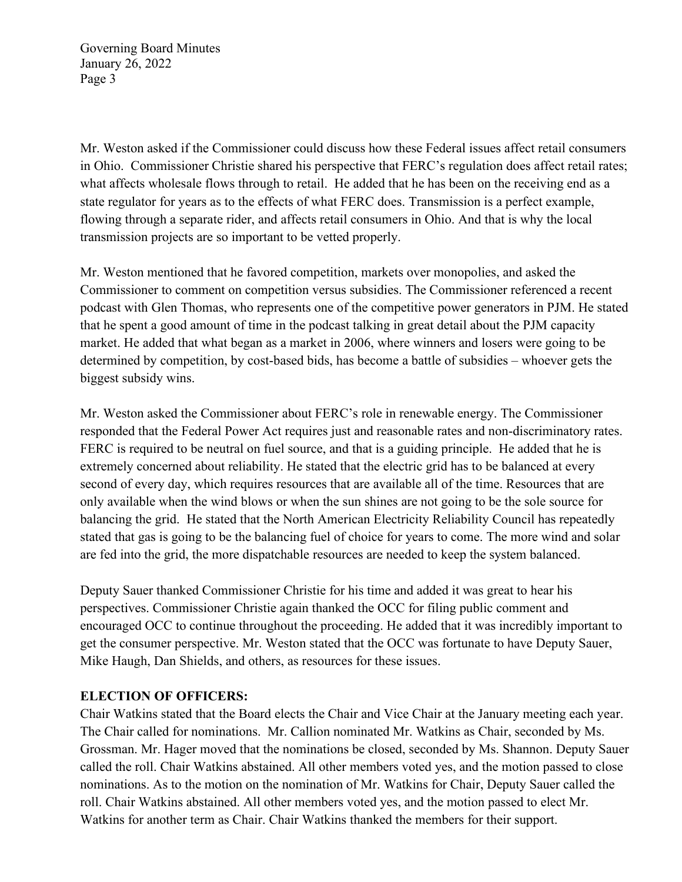Mr. Weston asked if the Commissioner could discuss how these Federal issues affect retail consumers in Ohio. Commissioner Christie shared his perspective that FERC's regulation does affect retail rates; what affects wholesale flows through to retail. He added that he has been on the receiving end as a state regulator for years as to the effects of what FERC does. Transmission is a perfect example, flowing through a separate rider, and affects retail consumers in Ohio. And that is why the local transmission projects are so important to be vetted properly.

Mr. Weston mentioned that he favored competition, markets over monopolies, and asked the Commissioner to comment on competition versus subsidies. The Commissioner referenced a recent podcast with Glen Thomas, who represents one of the competitive power generators in PJM. He stated that he spent a good amount of time in the podcast talking in great detail about the PJM capacity market. He added that what began as a market in 2006, where winners and losers were going to be determined by competition, by cost-based bids, has become a battle of subsidies – whoever gets the biggest subsidy wins.

Mr. Weston asked the Commissioner about FERC's role in renewable energy. The Commissioner responded that the Federal Power Act requires just and reasonable rates and non-discriminatory rates. FERC is required to be neutral on fuel source, and that is a guiding principle. He added that he is extremely concerned about reliability. He stated that the electric grid has to be balanced at every second of every day, which requires resources that are available all of the time. Resources that are only available when the wind blows or when the sun shines are not going to be the sole source for balancing the grid. He stated that the North American Electricity Reliability Council has repeatedly stated that gas is going to be the balancing fuel of choice for years to come. The more wind and solar are fed into the grid, the more dispatchable resources are needed to keep the system balanced.

Deputy Sauer thanked Commissioner Christie for his time and added it was great to hear his perspectives. Commissioner Christie again thanked the OCC for filing public comment and encouraged OCC to continue throughout the proceeding. He added that it was incredibly important to get the consumer perspective. Mr. Weston stated that the OCC was fortunate to have Deputy Sauer, Mike Haugh, Dan Shields, and others, as resources for these issues.

**ELECTION OF OFFICERS:**

Chair Watkins stated that the Board elects the Chair and Vice Chair at the January meeting each year. The Chair called for nominations. Mr. Callion nominated Mr. Watkins as Chair, seconded by Ms. Grossman. Mr. Hager moved that the nominations be closed, seconded by Ms. Shannon. Deputy Sauer called the roll. Chair Watkins abstained. All other members voted yes, and the motion passed to close nominations. As to the motion on the nomination of Mr. Watkins for Chair, Deputy Sauer called the roll. Chair Watkins abstained. All other members voted yes, and the motion passed to elect Mr. Watkins for another term as Chair. Chair Watkins thanked the members for their support.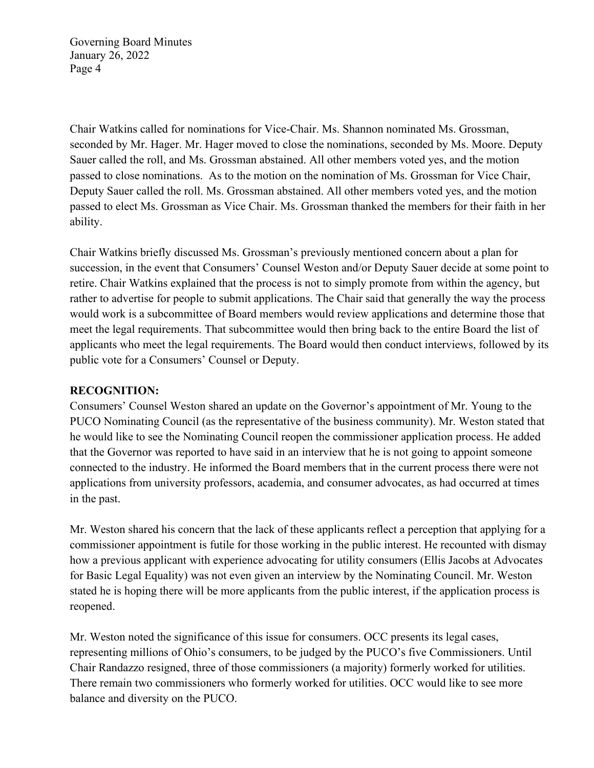Chair Watkins called for nominations for Vice-Chair. Ms. Shannon nominated Ms. Grossman, seconded by Mr. Hager. Mr. Hager moved to close the nominations, seconded by Ms. Moore. Deputy Sauer called the roll, and Ms. Grossman abstained. All other members voted yes, and the motion passed to close nominations. As to the motion on the nomination of Ms. Grossman for Vice Chair, Deputy Sauer called the roll. Ms. Grossman abstained. All other members voted yes, and the motion passed to elect Ms. Grossman as Vice Chair. Ms. Grossman thanked the members for their faith in her ability.

Chair Watkins briefly discussed Ms. Grossman's previously mentioned concern about a plan for succession, in the event that Consumers' Counsel Weston and/or Deputy Sauer decide at some point to retire. Chair Watkins explained that the process is not to simply promote from within the agency, but rather to advertise for people to submit applications. The Chair said that generally the way the process would work is a subcommittee of Board members would review applications and determine those that meet the legal requirements. That subcommittee would then bring back to the entire Board the list of applicants who meet the legal requirements. The Board would then conduct interviews, followed by its public vote for a Consumers' Counsel or Deputy.

**RECOGNITION:**

Consumers' Counsel Weston shared an update on the Governor's appointment of Mr. Young to the PUCO Nominating Council (as the representative of the business community). Mr. Weston stated that he would like to see the Nominating Council reopen the commissioner application process. He added that the Governor was reported to have said in an interview that he is not going to appoint someone connected to the industry. He informed the Board members that in the current process there were not applications from university professors, academia, and consumer advocates, as had occurred at times in the past.

Mr. Weston shared his concern that the lack of these applicants reflect a perception that applying for a commissioner appointment is futile for those working in the public interest. He recounted with dismay how a previous applicant with experience advocating for utility consumers (Ellis Jacobs at Advocates for Basic Legal Equality) was not even given an interview by the Nominating Council. Mr. Weston stated he is hoping there will be more applicants from the public interest, if the application process is reopened.

Mr. Weston noted the significance of this issue for consumers. OCC presents its legal cases, representing millions of Ohio's consumers, to be judged by the PUCO's five Commissioners. Until Chair Randazzo resigned, three of those commissioners (a majority) formerly worked for utilities. There remain two commissioners who formerly worked for utilities. OCC would like to see more balance and diversity on the PUCO.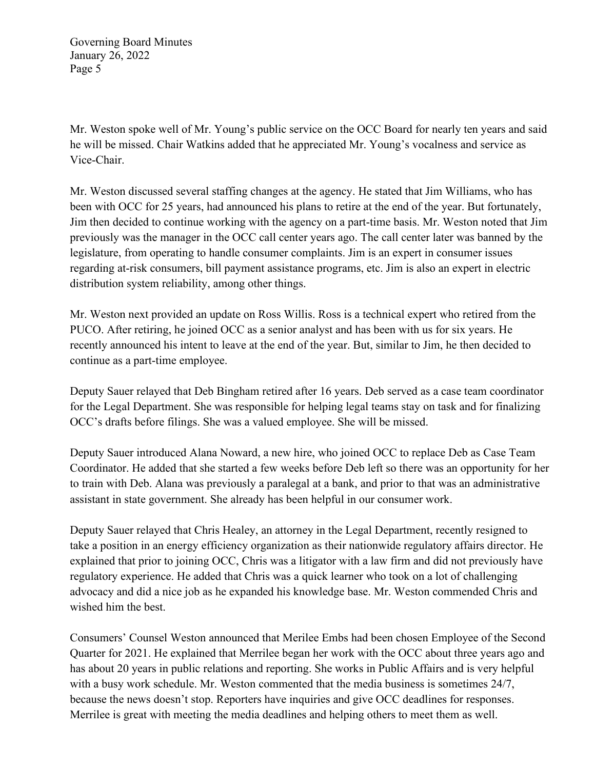Mr. Weston spoke well of Mr. Young's public service on the OCC Board for nearly ten years and said he will be missed. Chair Watkins added that he appreciated Mr. Young's vocalness and service as Vice-Chair.

Mr. Weston discussed several staffing changes at the agency. He stated that Jim Williams, who has been with OCC for 25 years, had announced his plans to retire at the end of the year. But fortunately, Jim then decided to continue working with the agency on a part-time basis. Mr. Weston noted that Jim previously was the manager in the OCC call center years ago. The call center later was banned by the legislature, from operating to handle consumer complaints. Jim is an expert in consumer issues regarding at-risk consumers, bill payment assistance programs, etc. Jim is also an expert in electric distribution system reliability, among other things.

Mr. Weston next provided an update on Ross Willis. Ross is a technical expert who retired from the PUCO. After retiring, he joined OCC as a senior analyst and has been with us for six years. He recently announced his intent to leave at the end of the year. But, similar to Jim, he then decided to continue as a part-time employee.

Deputy Sauer relayed that Deb Bingham retired after 16 years. Deb served as a case team coordinator for the Legal Department. She was responsible for helping legal teams stay on task and for finalizing OCC's drafts before filings. She was a valued employee. She will be missed.

Deputy Sauer introduced Alana Noward, a new hire, who joined OCC to replace Deb as Case Team Coordinator. He added that she started a few weeks before Deb left so there was an opportunity for her to train with Deb. Alana was previously a paralegal at a bank, and prior to that was an administrative assistant in state government. She already has been helpful in our consumer work.

Deputy Sauer relayed that Chris Healey, an attorney in the Legal Department, recently resigned to take a position in an energy efficiency organization as their nationwide regulatory affairs director. He explained that prior to joining OCC, Chris was a litigator with a law firm and did not previously have regulatory experience. He added that Chris was a quick learner who took on a lot of challenging advocacy and did a nice job as he expanded his knowledge base. Mr. Weston commended Chris and wished him the best.

Consumers' Counsel Weston announced that Merilee Embs had been chosen Employee of the Second Quarter for 2021. He explained that Merrilee began her work with the OCC about three years ago and has about 20 years in public relations and reporting. She works in Public Affairs and is very helpful with a busy work schedule. Mr. Weston commented that the media business is sometimes 24/7, because the news doesn't stop. Reporters have inquiries and give OCC deadlines for responses. Merrilee is great with meeting the media deadlines and helping others to meet them as well.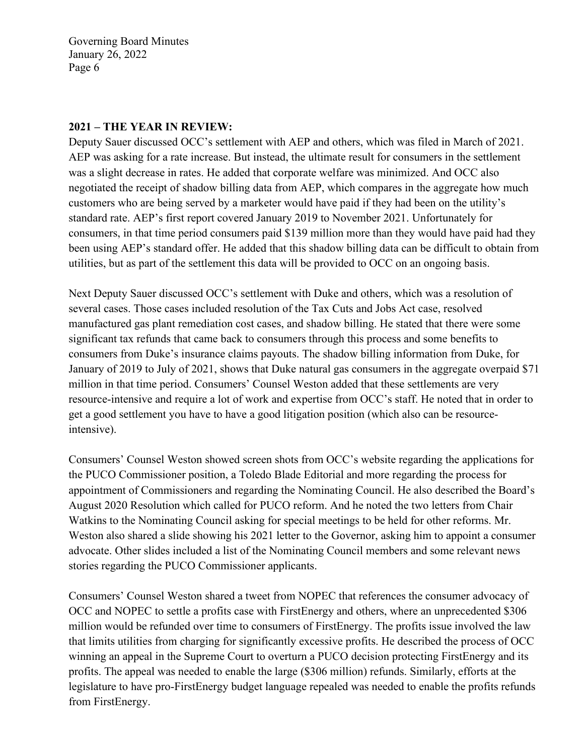**2021 – THE YEAR IN REVIEW:**

Deputy Sauer discussed OCC's settlement with AEP and others, which was filed in March of 2021. AEP was asking for a rate increase. But instead, the ultimate result for consumers in the settlement was a slight decrease in rates. He added that corporate welfare was minimized. And OCC also negotiated the receipt of shadow billing data from AEP, which compares in the aggregate how much customers who are being served by a marketer would have paid if they had been on the utility's standard rate. AEP's first report covered January 2019 to November 2021. Unfortunately for consumers, in that time period consumers paid $139 million more than they would have paid had they been using AEP's standard offer. He added that this shadow billing data can be difficult to obtain from utilities, but as part of the settlement this data will be provided to OCC on an ongoing basis.

Next Deputy Sauer discussed OCC's settlement with Duke and others, which was a resolution of several cases. Those cases included resolution of the Tax Cuts and Jobs Act case, resolved manufactured gas plant remediation cost cases, and shadow billing. He stated that there were some significant tax refunds that came back to consumers through this process and some benefits to consumers from Duke's insurance claims payouts. The shadow billing information from Duke, for January of 2019 to July of 2021, shows that Duke natural gas consumers in the aggregate overpaid $71 million in that time period. Consumers' Counsel Weston added that these settlements are very resource-intensive and require a lot of work and expertise from OCC's staff. He noted that in order to get a good settlement you have to have a good litigation position (which also can be resource-intensive).

Consumers' Counsel Weston showed screen shots from OCC's website regarding the applications for the PUCO Commissioner position, a Toledo Blade Editorial and more regarding the process for appointment of Commissioners and regarding the Nominating Council. He also described the Board's August 2020 Resolution which called for PUCO reform. And he noted the two letters from Chair Watkins to the Nominating Council asking for special meetings to be held for other reforms. Mr. Weston also shared a slide showing his 2021 letter to the Governor, asking him to appoint a consumer advocate. Other slides included a list of the Nominating Council members and some relevant news stories regarding the PUCO Commissioner applicants.

Consumers' Counsel Weston shared a tweet from NOPEC that references the consumer advocacy of OCC and NOPEC to settle a profits case with FirstEnergy and others, where an unprecedented $306 million would be refunded over time to consumers of FirstEnergy. The profits issue involved the law that limits utilities from charging for significantly excessive profits. He described the process of OCC winning an appeal in the Supreme Court to overturn a PUCO decision protecting FirstEnergy and its profits. The appeal was needed to enable the large ($306 million) refunds. Similarly, efforts at the legislature to have pro-FirstEnergy budget language repealed was needed to enable the profits refunds from FirstEnergy.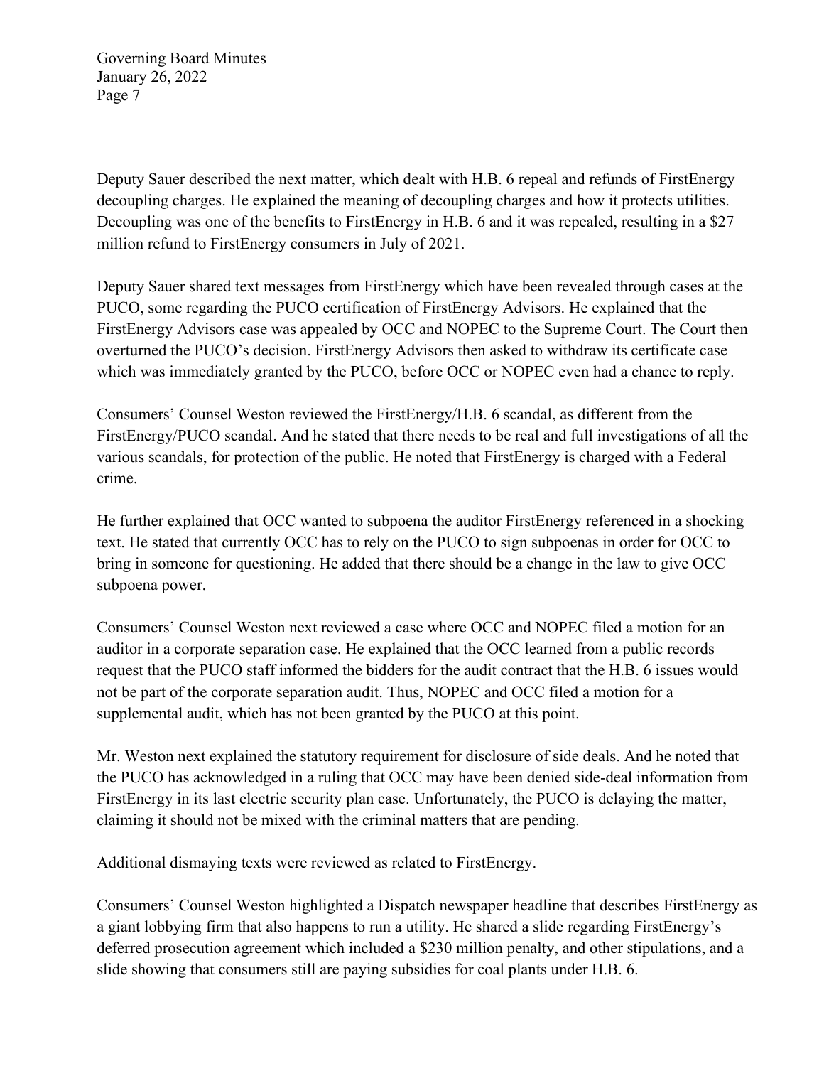Deputy Sauer described the next matter, which dealt with H.B. 6 repeal and refunds of FirstEnergy decoupling charges. He explained the meaning of decoupling charges and how it protects utilities. Decoupling was one of the benefits to FirstEnergy in H.B. 6 and it was repealed, resulting in a $27 million refund to FirstEnergy consumers in July of 2021.

Deputy Sauer shared text messages from FirstEnergy which have been revealed through cases at the PUCO, some regarding the PUCO certification of FirstEnergy Advisors. He explained that the FirstEnergy Advisors case was appealed by OCC and NOPEC to the Supreme Court. The Court then overturned the PUCO's decision. FirstEnergy Advisors then asked to withdraw its certificate case which was immediately granted by the PUCO, before OCC or NOPEC even had a chance to reply.

Consumers' Counsel Weston reviewed the FirstEnergy/H.B. 6 scandal, as different from the FirstEnergy/PUCO scandal. And he stated that there needs to be real and full investigations of all the various scandals, for protection of the public. He noted that FirstEnergy is charged with a Federal crime.

He further explained that OCC wanted to subpoena the auditor FirstEnergy referenced in a shocking text. He stated that currently OCC has to rely on the PUCO to sign subpoenas in order for OCC to bring in someone for questioning. He added that there should be a change in the law to give OCC subpoena power.

Consumers' Counsel Weston next reviewed a case where OCC and NOPEC filed a motion for an auditor in a corporate separation case. He explained that the OCC learned from a public records request that the PUCO staff informed the bidders for the audit contract that the H.B. 6 issues would not be part of the corporate separation audit. Thus, NOPEC and OCC filed a motion for a supplemental audit, which has not been granted by the PUCO at this point.

Mr. Weston next explained the statutory requirement for disclosure of side deals. And he noted that the PUCO has acknowledged in a ruling that OCC may have been denied side-deal information from FirstEnergy in its last electric security plan case. Unfortunately, the PUCO is delaying the matter, claiming it should not be mixed with the criminal matters that are pending.

Additional dismaying texts were reviewed as related to FirstEnergy.

Consumers' Counsel Weston highlighted a Dispatch newspaper headline that describes FirstEnergy as a giant lobbying firm that also happens to run a utility. He shared a slide regarding FirstEnergy's deferred prosecution agreement which included a $230 million penalty, and other stipulations, and a slide showing that consumers still are paying subsidies for coal plants under H.B. 6.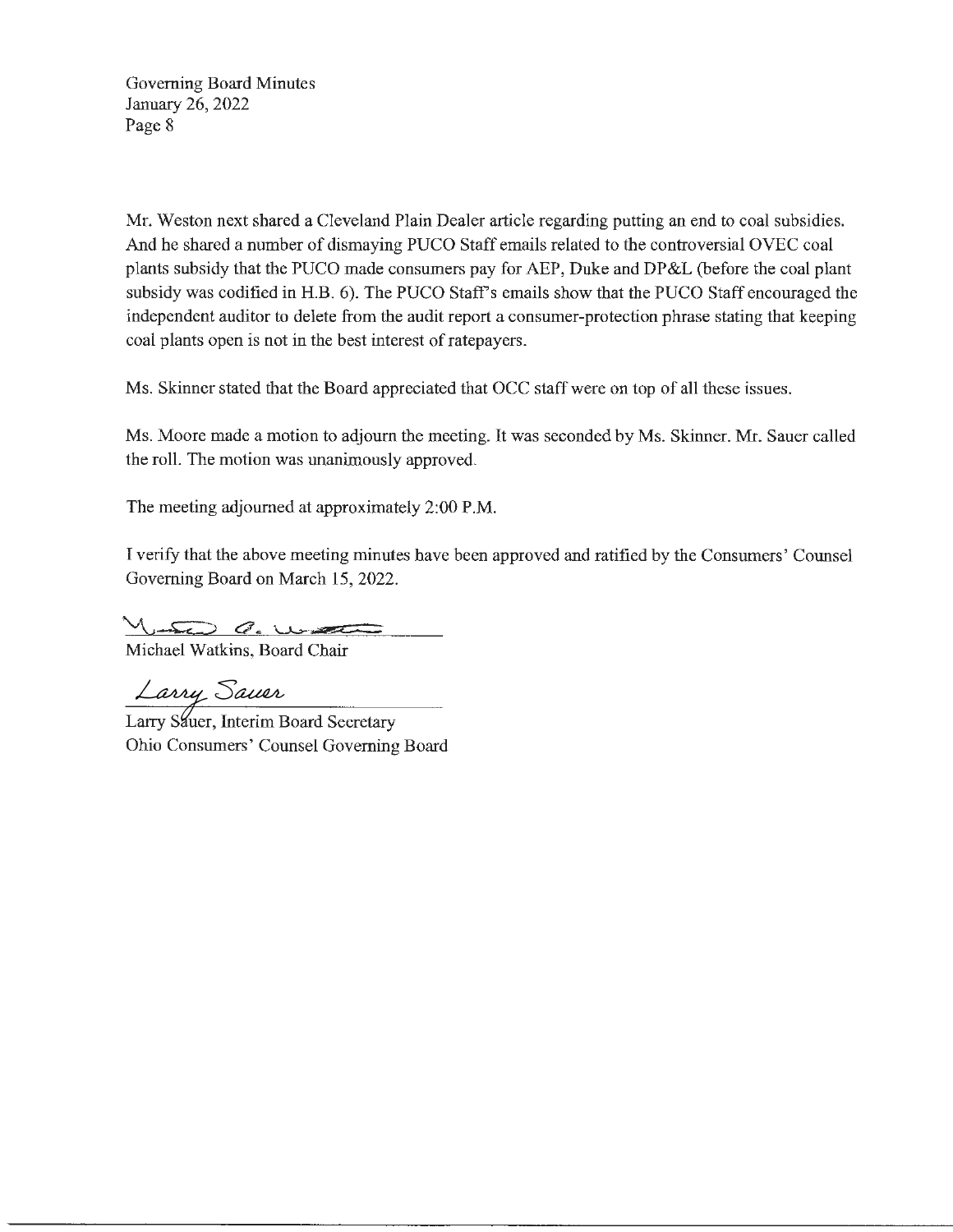Mr. Weston next shared a Cleveland Plain Dealer article regarding putting an end to coal subsidies. And he shared a number of dismaying PUCO Staff emails related to the controversial OVEC coal plants subsidy that the PUCO made consumers pay for AEP, Duke and DP&L (before the coal plant subsidy was codified in H.B. 6). The PUCO Staff's emails show that the PUCO Staff encouraged the independent auditor to delete from the audit report a consumer-protection phrase stating that keeping coal plants open is not in the best interest of ratepayers.

Ms. Skinner stated that the Board appreciated that OCC staff were on top of all these issues.

Ms. Moore made a motion to adjourn the meeting. It was seconded by Ms. Skinner. Mr. Sauer called the roll. The motion was unanimously approved.

The meeting adjourned at approximately 2:00 P.M.

I verify that the above meeting minutes have been approved and ratified by the Consumers' Counsel Governing Board on March 15, 2022.

Michael Watkins, Board Chair

Larry Sauer

Larry Sauer, Interim Board Secretary
Ohio Consumers' Counsel Governing Board